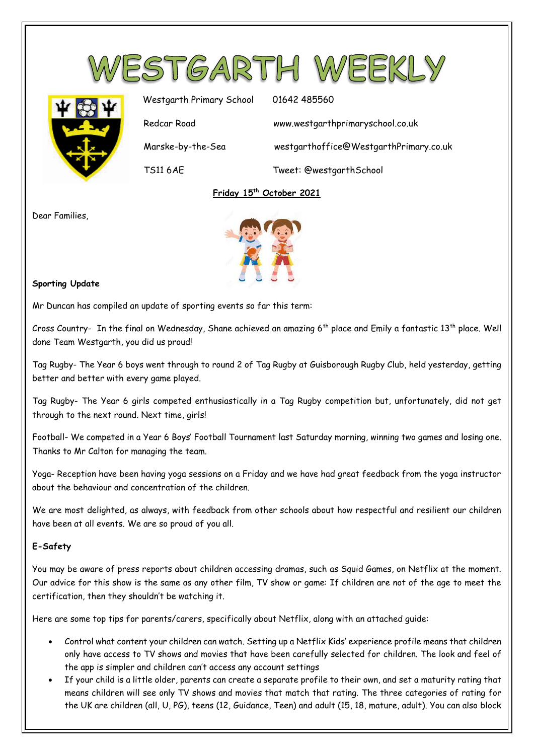# WESTGARTH WEEKLY

Westgarth Primary School  
Redcar Road  
Marske-by-the-Sea  
TS11 6AE

01642 485560  
www.westgarthprimaryschool.co.uk  
westgarthoffice@WestgarthPrimary.co.uk  
Tweet: @westgarthSchool

**Friday 15th October 2021**

Dear Families,

**Sporting Update**

Mr Duncan has compiled an update of sporting events so far this term:

Cross Country- In the final on Wednesday, Shane achieved an amazing 6th place and Emily a fantastic 13th place. Well done Team Westgarth, you did us proud!

Tag Rugby- The Year 6 boys went through to round 2 of Tag Rugby at Guisborough Rugby Club, held yesterday, getting better and better with every game played.

Tag Rugby- The Year 6 girls competed enthusiastically in a Tag Rugby competition but, unfortunately, did not get through to the next round. Next time, girls!

Football- We competed in a Year 6 Boys' Football Tournament last Saturday morning, winning two games and losing one. Thanks to Mr Calton for managing the team.

Yoga- Reception have been having yoga sessions on a Friday and we have had great feedback from the yoga instructor about the behaviour and concentration of the children.

We are most delighted, as always, with feedback from other schools about how respectful and resilient our children have been at all events. We are so proud of you all.

**E-Safety**

You may be aware of press reports about children accessing dramas, such as Squid Games, on Netflix at the moment. Our advice for this show is the same as any other film, TV show or game: If children are not of the age to meet the certification, then they shouldn't be watching it.

Here are some top tips for parents/carers, specifically about Netflix, along with an attached guide:

- Control what content your children can watch. Setting up a Netflix Kids' experience profile means that children only have access to TV shows and movies that have been carefully selected for children. The look and feel of the app is simpler and children can't access any account settings
- If your child is a little older, parents can create a separate profile to their own, and set a maturity rating that means children will see only TV shows and movies that match that rating. The three categories of rating for the UK are children (all, U, PG), teens (12, Guidance, Teen) and adult (15, 18, mature, adult). You can also block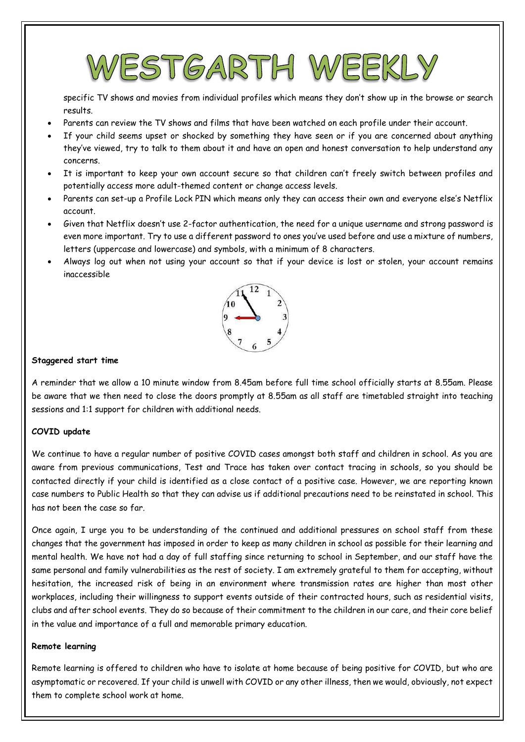specific TV shows and movies from individual profiles which means they don't show up in the browse or search results.

- Parents can review the TV shows and films that have been watched on each profile under their account.
- If your child seems upset or shocked by something they have seen or if you are concerned about anything they've viewed, try to talk to them about it and have an open and honest conversation to help understand any concerns.
- It is important to keep your own account secure so that children can't freely switch between profiles and potentially access more adult-themed content or change access levels.
- Parents can set-up a Profile Lock PIN which means only they can access their own and everyone else's Netflix account.
- Given that Netflix doesn't use 2-factor authentication, the need for a unique username and strong password is even more important. Try to use a different password to ones you've used before and use a mixture of numbers, letters (uppercase and lowercase) and symbols, with a minimum of 8 characters.
- Always log out when not using your account so that if your device is lost or stolen, your account remains inaccessible

**Staggered start time**

A reminder that we allow a 10 minute window from 8.45am before full time school officially starts at 8.55am. Please be aware that we then need to close the doors promptly at 8.55am as all staff are timetabled straight into teaching sessions and 1:1 support for children with additional needs.

**COVID update**

We continue to have a regular number of positive COVID cases amongst both staff and children in school. As you are aware from previous communications, Test and Trace has taken over contact tracing in schools, so you should be contacted directly if your child is identified as a close contact of a positive case. However, we are reporting known case numbers to Public Health so that they can advise us if additional precautions need to be reinstated in school. This has not been the case so far.

Once again, I urge you to be understanding of the continued and additional pressures on school staff from these changes that the government has imposed in order to keep as many children in school as possible for their learning and mental health. We have not had a day of full staffing since returning to school in September, and our staff have the same personal and family vulnerabilities as the rest of society. I am extremely grateful to them for accepting, without hesitation, the increased risk of being in an environment where transmission rates are higher than most other workplaces, including their willingness to support events outside of their contracted hours, such as residential visits, clubs and after school events. They do so because of their commitment to the children in our care, and their core belief in the value and importance of a full and memorable primary education.

**Remote learning**

Remote learning is offered to children who have to isolate at home because of being positive for COVID, but who are asymptomatic or recovered. If your child is unwell with COVID or any other illness, then we would, obviously, not expect them to complete school work at home.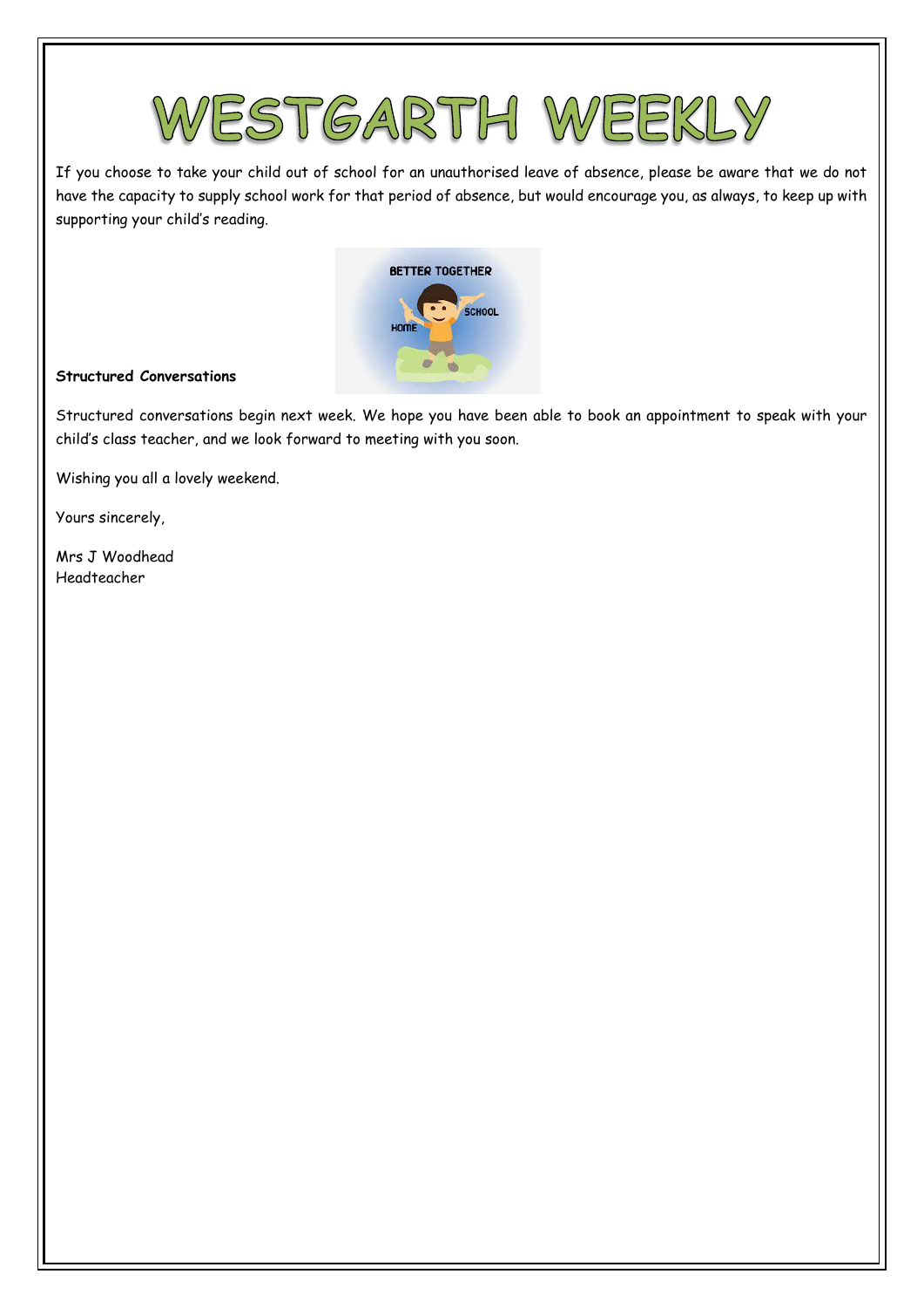# WESTGARTH WEEKLY

If you choose to take your child out of school for an unauthorised leave of absence, please be aware that we do not have the capacity to supply school work for that period of absence, but would encourage you, as always, to keep up with supporting your child's reading.

**Structured Conversations**

Structured conversations begin next week. We hope you have been able to book an appointment to speak with your child's class teacher, and we look forward to meeting with you soon.

Wishing you all a lovely weekend.

Yours sincerely,

Mrs J Woodhead
Headteacher